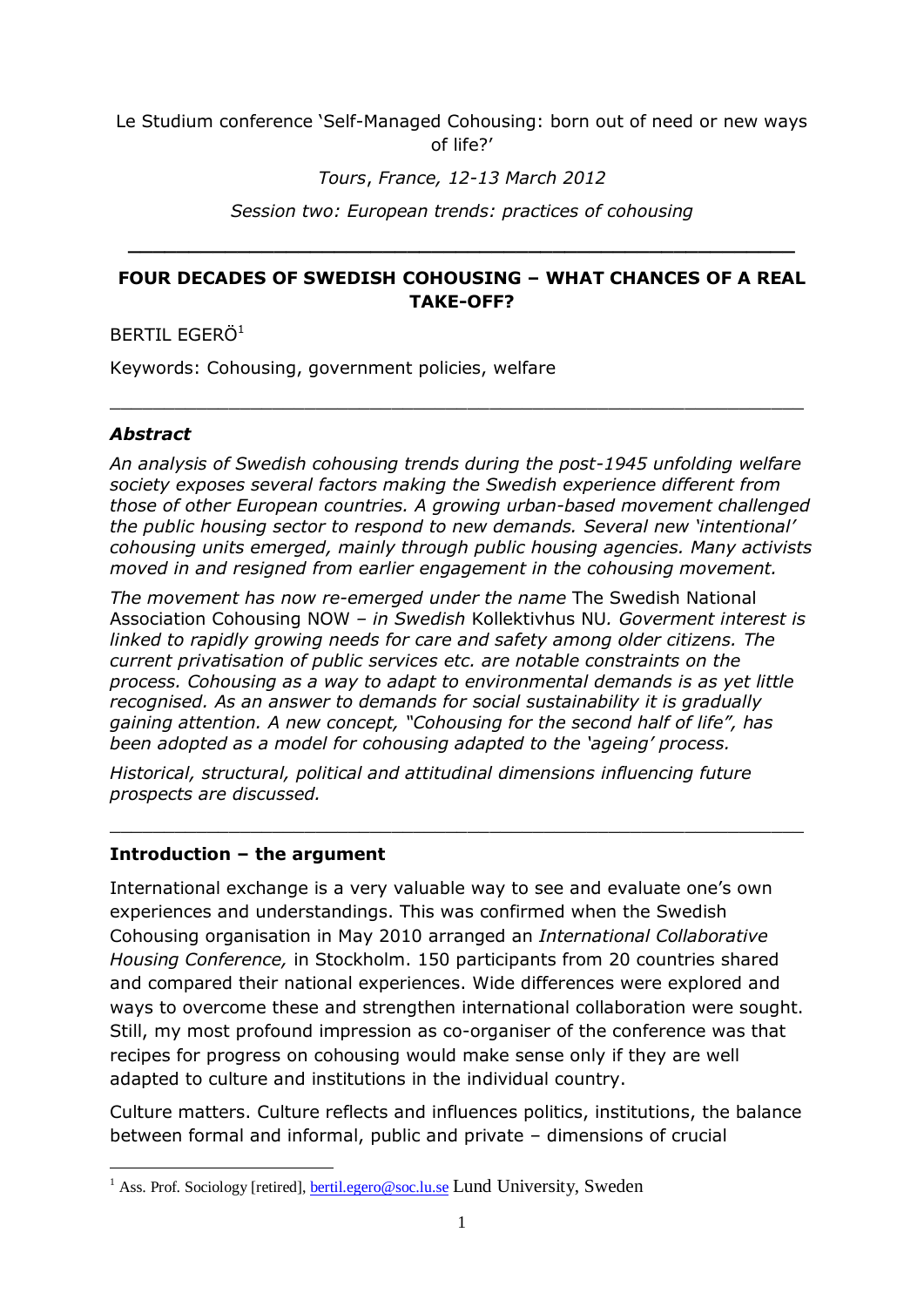Le Studium conference 'Self-Managed Cohousing: born out of need or new ways of life?'

*Tours, France, 12-13 March 2012*

*Session two: European trends: practices of cohousing*

---

# FOUR DECADES OF SWEDISH COHOUSING – WHAT CHANCES OF A REAL TAKE-OFF?

BERTIL EGERÖ[1]

Keywords: Cohousing, government policies, welfare

---

### *Abstract*

*An analysis of Swedish cohousing trends during the post-1945 unfolding welfare society exposes several factors making the Swedish experience different from those of other European countries. A growing urban-based movement challenged the public housing sector to respond to new demands. Several new 'intentional' cohousing units emerged, mainly through public housing agencies. Many activists moved in and resigned from earlier engagement in the cohousing movement.*

*The movement has now re-emerged under the name* The Swedish National Association Cohousing NOW – *in Swedish* Kollektivhus NU*. Goverment interest is linked to rapidly growing needs for care and safety among older citizens. The current privatisation of public services etc. are notable constraints on the process. Cohousing as a way to adapt to environmental demands is as yet little recognised. As an answer to demands for social sustainability it is gradually gaining attention. A new concept, "Cohousing for the second half of life", has been adopted as a model for cohousing adapted to the 'ageing' process.*

*Historical, structural, political and attitudinal dimensions influencing future prospects are discussed.*

---

### Introduction – the argument

International exchange is a very valuable way to see and evaluate one's own experiences and understandings. This was confirmed when the Swedish Cohousing organisation in May 2010 arranged an *International Collaborative Housing Conference,* in Stockholm. 150 participants from 20 countries shared and compared their national experiences. Wide differences were explored and ways to overcome these and strengthen international collaboration were sought. Still, my most profound impression as co-organiser of the conference was that recipes for progress on cohousing would make sense only if they are well adapted to culture and institutions in the individual country.

Culture matters. Culture reflects and influences politics, institutions, the balance between formal and informal, public and private – dimensions of crucial

---

[1] Ass. Prof. Sociology [retired], bertil.egero@soc.lu.se Lund University, Sweden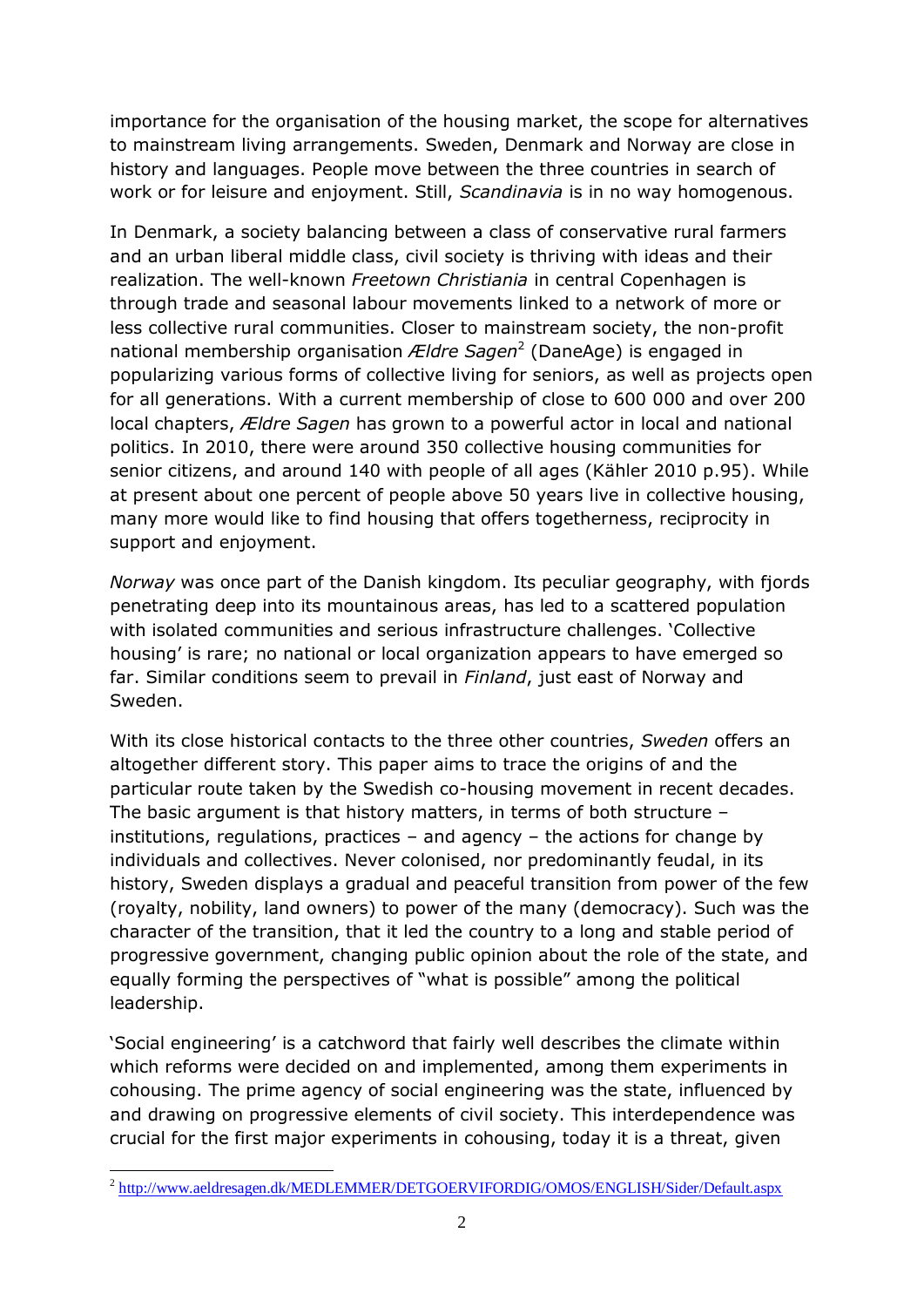importance for the organisation of the housing market, the scope for alternatives to mainstream living arrangements. Sweden, Denmark and Norway are close in history and languages. People move between the three countries in search of work or for leisure and enjoyment. Still, *Scandinavia* is in no way homogenous.

In Denmark, a society balancing between a class of conservative rural farmers and an urban liberal middle class, civil society is thriving with ideas and their realization. The well-known *Freetown Christiania* in central Copenhagen is through trade and seasonal labour movements linked to a network of more or less collective rural communities. Closer to mainstream society, the non-profit national membership organisation *Ældre Sagen*[2] (DaneAge) is engaged in popularizing various forms of collective living for seniors, as well as projects open for all generations. With a current membership of close to 600 000 and over 200 local chapters, *Ældre Sagen* has grown to a powerful actor in local and national politics. In 2010, there were around 350 collective housing communities for senior citizens, and around 140 with people of all ages (Kähler 2010 p.95). While at present about one percent of people above 50 years live in collective housing, many more would like to find housing that offers togetherness, reciprocity in support and enjoyment.

*Norway* was once part of the Danish kingdom. Its peculiar geography, with fjords penetrating deep into its mountainous areas, has led to a scattered population with isolated communities and serious infrastructure challenges. 'Collective housing' is rare; no national or local organization appears to have emerged so far. Similar conditions seem to prevail in *Finland*, just east of Norway and Sweden.

With its close historical contacts to the three other countries, *Sweden* offers an altogether different story. This paper aims to trace the origins of and the particular route taken by the Swedish co-housing movement in recent decades. The basic argument is that history matters, in terms of both structure – institutions, regulations, practices – and agency – the actions for change by individuals and collectives. Never colonised, nor predominantly feudal, in its history, Sweden displays a gradual and peaceful transition from power of the few (royalty, nobility, land owners) to power of the many (democracy). Such was the character of the transition, that it led the country to a long and stable period of progressive government, changing public opinion about the role of the state, and equally forming the perspectives of "what is possible" among the political leadership.

'Social engineering' is a catchword that fairly well describes the climate within which reforms were decided on and implemented, among them experiments in cohousing. The prime agency of social engineering was the state, influenced by and drawing on progressive elements of civil society. This interdependence was crucial for the first major experiments in cohousing, today it is a threat, given

[2] http://www.aeldresagen.dk/MEDLEMMER/DETGOERVIFORDIG/OMOS/ENGLISH/Sider/Default.aspx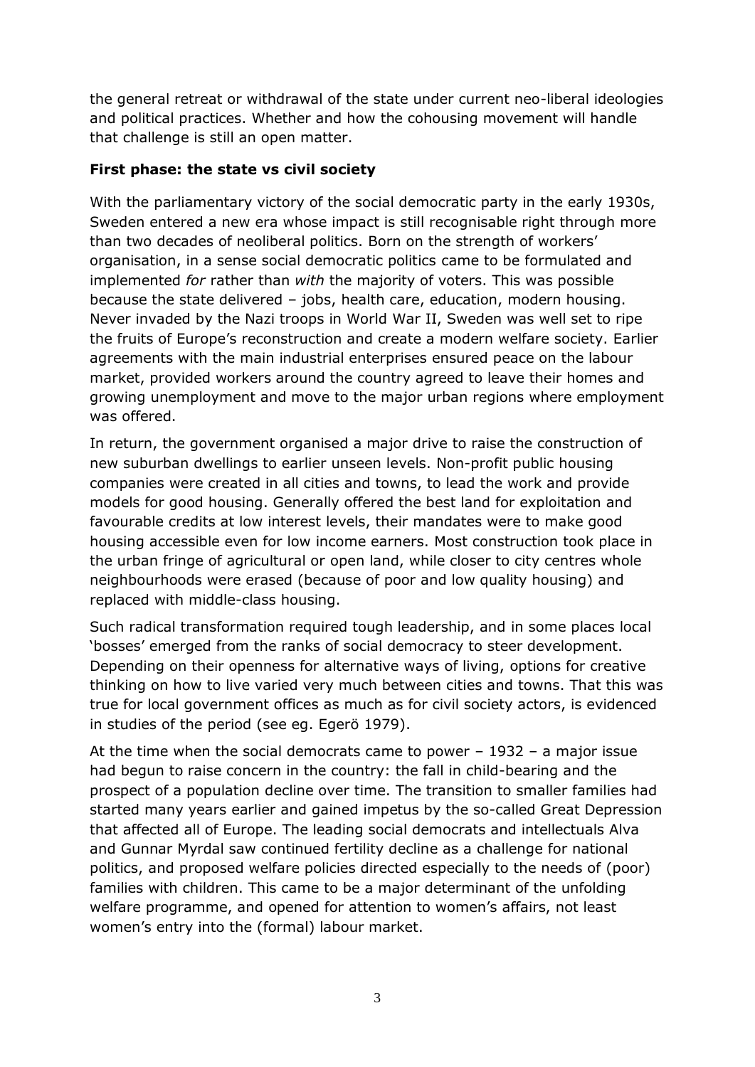the general retreat or withdrawal of the state under current neo-liberal ideologies and political practices. Whether and how the cohousing movement will handle that challenge is still an open matter.

**First phase: the state vs civil society**

With the parliamentary victory of the social democratic party in the early 1930s, Sweden entered a new era whose impact is still recognisable right through more than two decades of neoliberal politics. Born on the strength of workers' organisation, in a sense social democratic politics came to be formulated and implemented *for* rather than *with* the majority of voters. This was possible because the state delivered – jobs, health care, education, modern housing. Never invaded by the Nazi troops in World War II, Sweden was well set to ripe the fruits of Europe's reconstruction and create a modern welfare society. Earlier agreements with the main industrial enterprises ensured peace on the labour market, provided workers around the country agreed to leave their homes and growing unemployment and move to the major urban regions where employment was offered.

In return, the government organised a major drive to raise the construction of new suburban dwellings to earlier unseen levels. Non-profit public housing companies were created in all cities and towns, to lead the work and provide models for good housing. Generally offered the best land for exploitation and favourable credits at low interest levels, their mandates were to make good housing accessible even for low income earners. Most construction took place in the urban fringe of agricultural or open land, while closer to city centres whole neighbourhoods were erased (because of poor and low quality housing) and replaced with middle-class housing.

Such radical transformation required tough leadership, and in some places local 'bosses' emerged from the ranks of social democracy to steer development. Depending on their openness for alternative ways of living, options for creative thinking on how to live varied very much between cities and towns. That this was true for local government offices as much as for civil society actors, is evidenced in studies of the period (see eg. Egerö 1979).

At the time when the social democrats came to power – 1932 – a major issue had begun to raise concern in the country: the fall in child-bearing and the prospect of a population decline over time. The transition to smaller families had started many years earlier and gained impetus by the so-called Great Depression that affected all of Europe. The leading social democrats and intellectuals Alva and Gunnar Myrdal saw continued fertility decline as a challenge for national politics, and proposed welfare policies directed especially to the needs of (poor) families with children. This came to be a major determinant of the unfolding welfare programme, and opened for attention to women's affairs, not least women's entry into the (formal) labour market.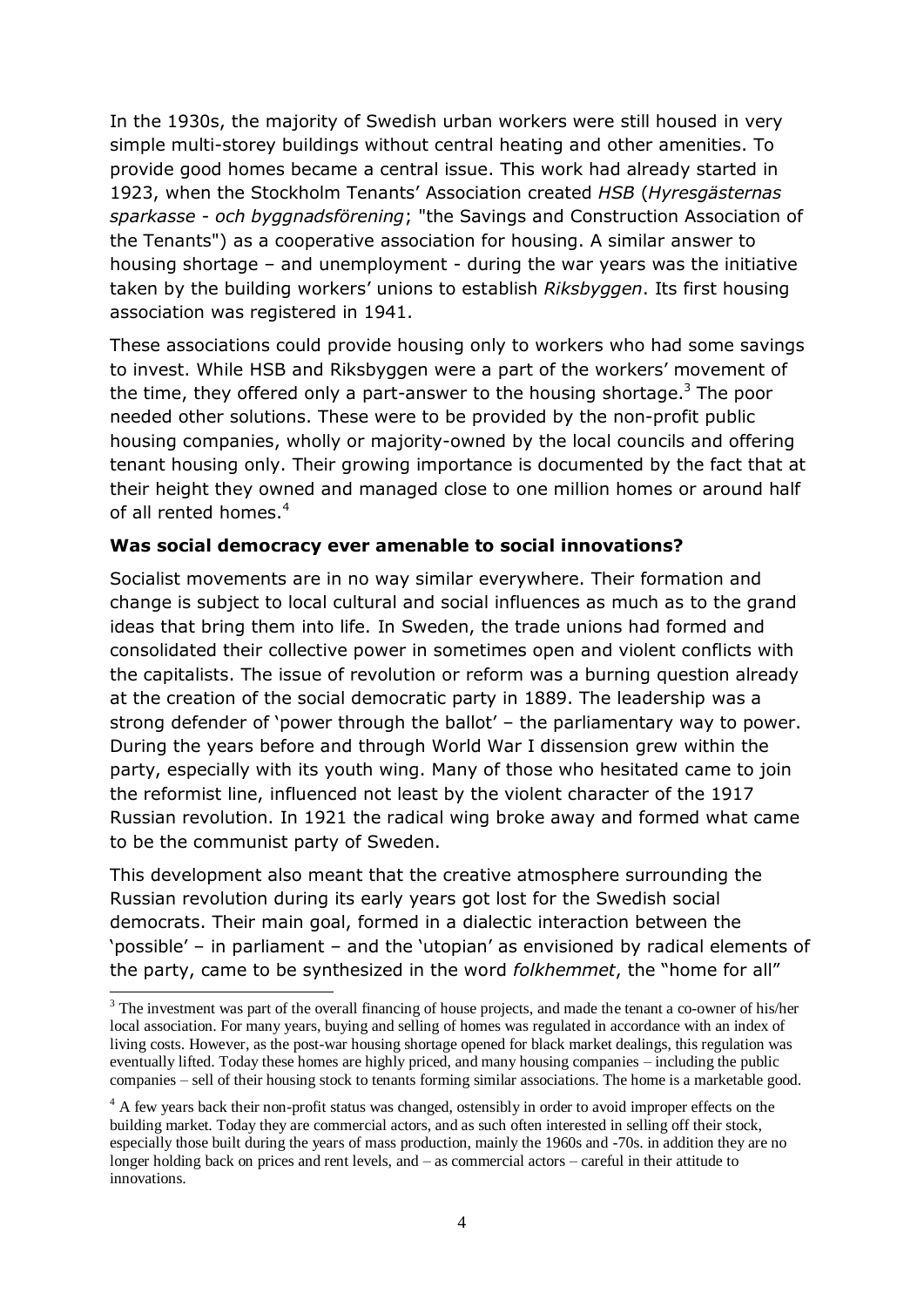In the 1930s, the majority of Swedish urban workers were still housed in very simple multi-storey buildings without central heating and other amenities. To provide good homes became a central issue. This work had already started in 1923, when the Stockholm Tenants' Association created *HSB* (*Hyresgästernas sparkasse - och byggnadsförening*; "the Savings and Construction Association of the Tenants") as a cooperative association for housing. A similar answer to housing shortage – and unemployment - during the war years was the initiative taken by the building workers' unions to establish *Riksbyggen*. Its first housing association was registered in 1941.

These associations could provide housing only to workers who had some savings to invest. While HSB and Riksbyggen were a part of the workers' movement of the time, they offered only a part-answer to the housing shortage.[3] The poor needed other solutions. These were to be provided by the non-profit public housing companies, wholly or majority-owned by the local councils and offering tenant housing only. Their growing importance is documented by the fact that at their height they owned and managed close to one million homes or around half of all rented homes.[4]

### Was social democracy ever amenable to social innovations?

Socialist movements are in no way similar everywhere. Their formation and change is subject to local cultural and social influences as much as to the grand ideas that bring them into life. In Sweden, the trade unions had formed and consolidated their collective power in sometimes open and violent conflicts with the capitalists. The issue of revolution or reform was a burning question already at the creation of the social democratic party in 1889. The leadership was a strong defender of 'power through the ballot' – the parliamentary way to power. During the years before and through World War I dissension grew within the party, especially with its youth wing. Many of those who hesitated came to join the reformist line, influenced not least by the violent character of the 1917 Russian revolution. In 1921 the radical wing broke away and formed what came to be the communist party of Sweden.

This development also meant that the creative atmosphere surrounding the Russian revolution during its early years got lost for the Swedish social democrats. Their main goal, formed in a dialectic interaction between the 'possible' – in parliament – and the 'utopian' as envisioned by radical elements of the party, came to be synthesized in the word *folkhemmet*, the "home for all"

---

[3] The investment was part of the overall financing of house projects, and made the tenant a co-owner of his/her local association. For many years, buying and selling of homes was regulated in accordance with an index of living costs. However, as the post-war housing shortage opened for black market dealings, this regulation was eventually lifted. Today these homes are highly priced, and many housing companies – including the public companies – sell of their housing stock to tenants forming similar associations. The home is a marketable good.

[4] A few years back their non-profit status was changed, ostensibly in order to avoid improper effects on the building market. Today they are commercial actors, and as such often interested in selling off their stock, especially those built during the years of mass production, mainly the 1960s and -70s. in addition they are no longer holding back on prices and rent levels, and – as commercial actors – careful in their attitude to innovations.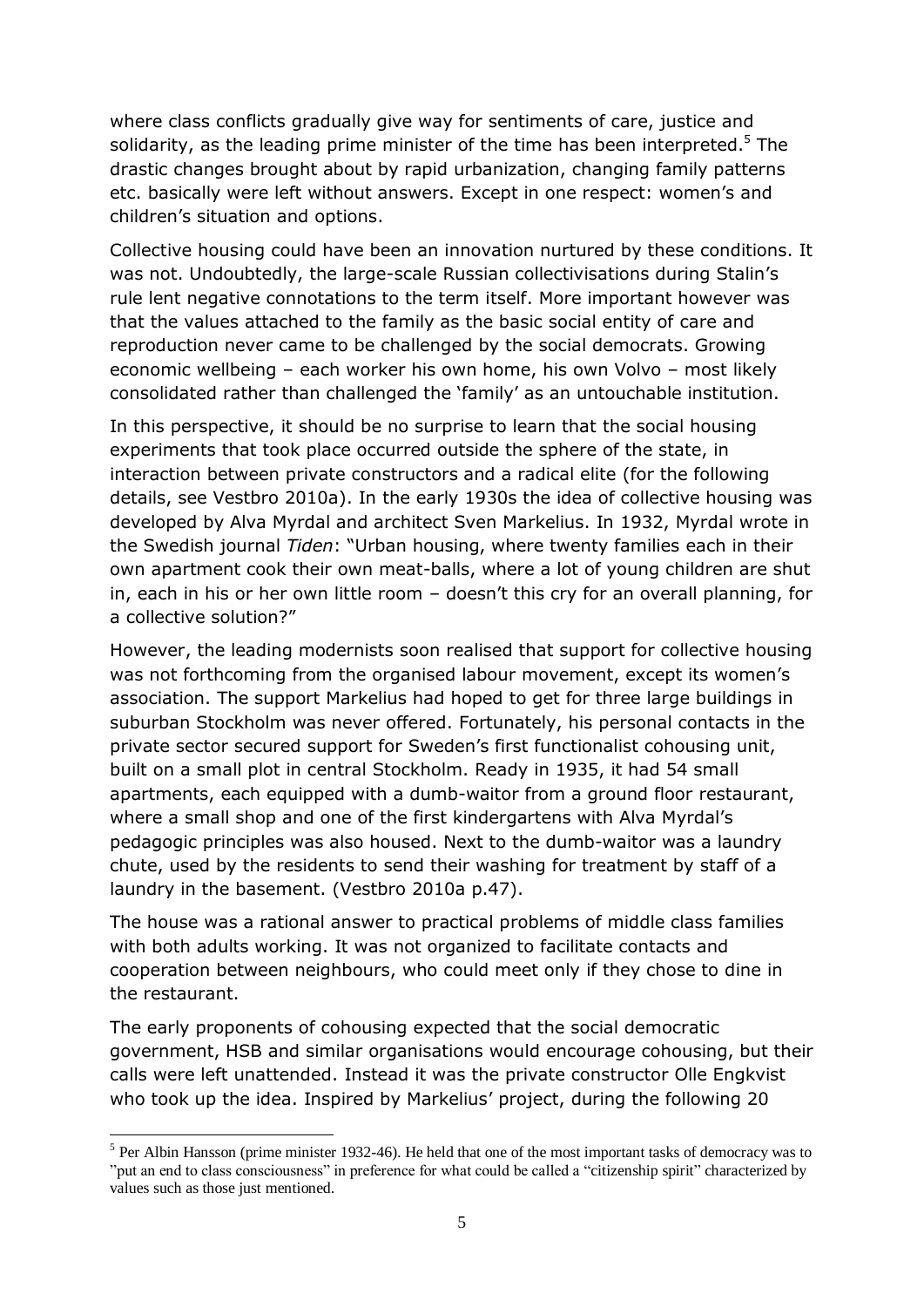where class conflicts gradually give way for sentiments of care, justice and solidarity, as the leading prime minister of the time has been interpreted.[5] The drastic changes brought about by rapid urbanization, changing family patterns etc. basically were left without answers. Except in one respect: women's and children's situation and options.

Collective housing could have been an innovation nurtured by these conditions. It was not. Undoubtedly, the large-scale Russian collectivisations during Stalin's rule lent negative connotations to the term itself. More important however was that the values attached to the family as the basic social entity of care and reproduction never came to be challenged by the social democrats. Growing economic wellbeing – each worker his own home, his own Volvo – most likely consolidated rather than challenged the 'family' as an untouchable institution.

In this perspective, it should be no surprise to learn that the social housing experiments that took place occurred outside the sphere of the state, in interaction between private constructors and a radical elite (for the following details, see Vestbro 2010a). In the early 1930s the idea of collective housing was developed by Alva Myrdal and architect Sven Markelius. In 1932, Myrdal wrote in the Swedish journal *Tiden*: "Urban housing, where twenty families each in their own apartment cook their own meat-balls, where a lot of young children are shut in, each in his or her own little room – doesn't this cry for an overall planning, for a collective solution?"

However, the leading modernists soon realised that support for collective housing was not forthcoming from the organised labour movement, except its women's association. The support Markelius had hoped to get for three large buildings in suburban Stockholm was never offered. Fortunately, his personal contacts in the private sector secured support for Sweden's first functionalist cohousing unit, built on a small plot in central Stockholm. Ready in 1935, it had 54 small apartments, each equipped with a dumb-waitor from a ground floor restaurant, where a small shop and one of the first kindergartens with Alva Myrdal's pedagogic principles was also housed. Next to the dumb-waitor was a laundry chute, used by the residents to send their washing for treatment by staff of a laundry in the basement. (Vestbro 2010a p.47).

The house was a rational answer to practical problems of middle class families with both adults working. It was not organized to facilitate contacts and cooperation between neighbours, who could meet only if they chose to dine in the restaurant.

The early proponents of cohousing expected that the social democratic government, HSB and similar organisations would encourage cohousing, but their calls were left unattended. Instead it was the private constructor Olle Engkvist who took up the idea. Inspired by Markelius' project, during the following 20

---

[5] Per Albin Hansson (prime minister 1932-46). He held that one of the most important tasks of democracy was to "put an end to class consciousness" in preference for what could be called a "citizenship spirit" characterized by values such as those just mentioned.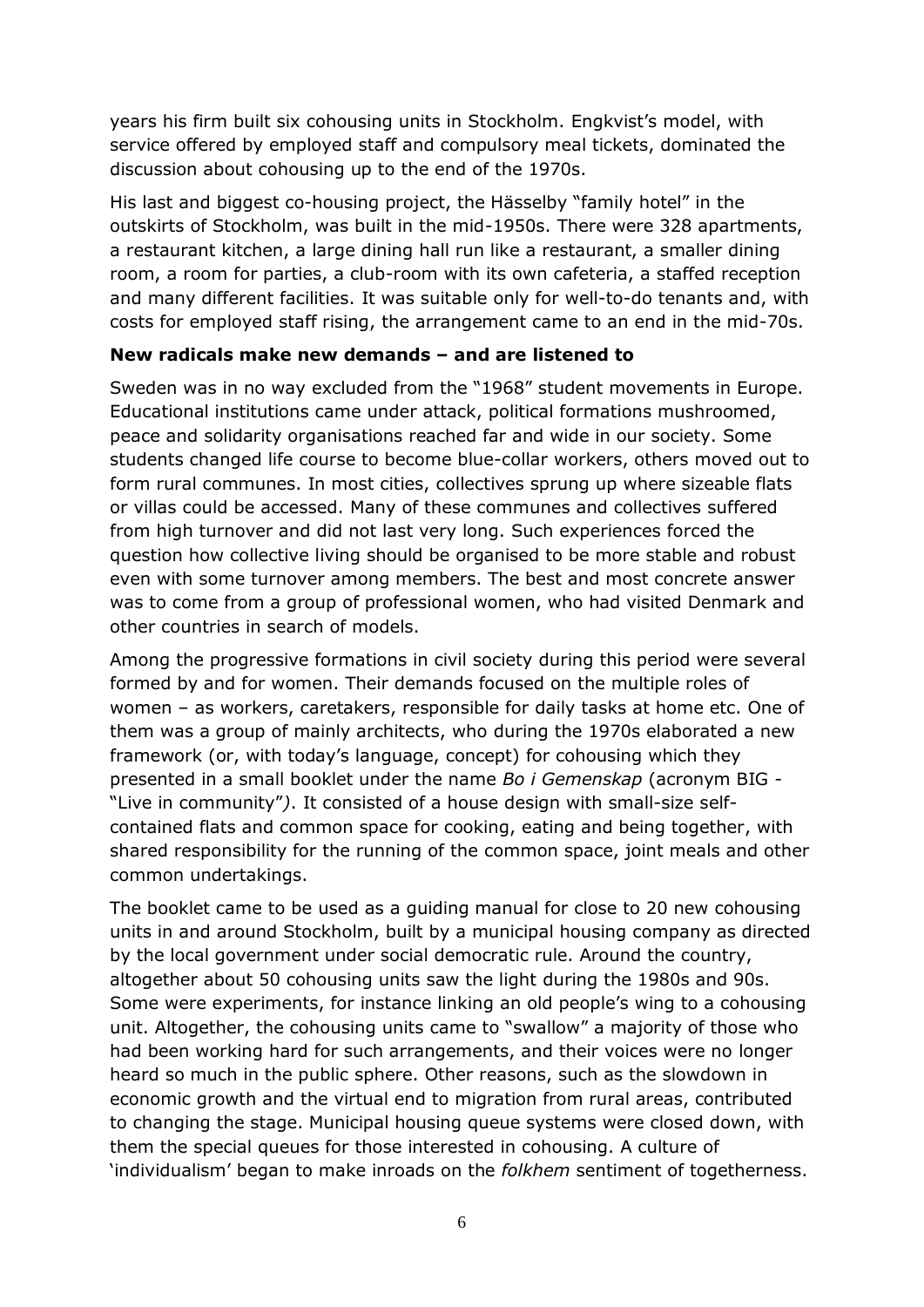years his firm built six cohousing units in Stockholm. Engkvist's model, with service offered by employed staff and compulsory meal tickets, dominated the discussion about cohousing up to the end of the 1970s.

His last and biggest co-housing project, the Hässelby "family hotel" in the outskirts of Stockholm, was built in the mid-1950s. There were 328 apartments, a restaurant kitchen, a large dining hall run like a restaurant, a smaller dining room, a room for parties, a club-room with its own cafeteria, a staffed reception and many different facilities. It was suitable only for well-to-do tenants and, with costs for employed staff rising, the arrangement came to an end in the mid-70s.

**New radicals make new demands – and are listened to**

Sweden was in no way excluded from the "1968" student movements in Europe. Educational institutions came under attack, political formations mushroomed, peace and solidarity organisations reached far and wide in our society. Some students changed life course to become blue-collar workers, others moved out to form rural communes. In most cities, collectives sprung up where sizeable flats or villas could be accessed. Many of these communes and collectives suffered from high turnover and did not last very long. Such experiences forced the question how collective living should be organised to be more stable and robust even with some turnover among members. The best and most concrete answer was to come from a group of professional women, who had visited Denmark and other countries in search of models.

Among the progressive formations in civil society during this period were several formed by and for women. Their demands focused on the multiple roles of women – as workers, caretakers, responsible for daily tasks at home etc. One of them was a group of mainly architects, who during the 1970s elaborated a new framework (or, with today's language, concept) for cohousing which they presented in a small booklet under the name *Bo i Gemenskap* (acronym BIG - "Live in community"). It consisted of a house design with small-size self-contained flats and common space for cooking, eating and being together, with shared responsibility for the running of the common space, joint meals and other common undertakings.

The booklet came to be used as a guiding manual for close to 20 new cohousing units in and around Stockholm, built by a municipal housing company as directed by the local government under social democratic rule. Around the country, altogether about 50 cohousing units saw the light during the 1980s and 90s. Some were experiments, for instance linking an old people's wing to a cohousing unit. Altogether, the cohousing units came to "swallow" a majority of those who had been working hard for such arrangements, and their voices were no longer heard so much in the public sphere. Other reasons, such as the slowdown in economic growth and the virtual end to migration from rural areas, contributed to changing the stage. Municipal housing queue systems were closed down, with them the special queues for those interested in cohousing. A culture of 'individualism' began to make inroads on the *folkhem* sentiment of togetherness.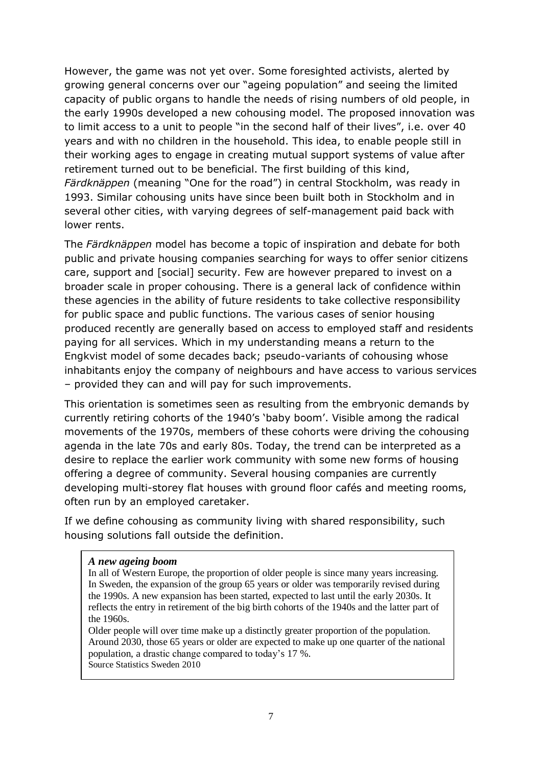However, the game was not yet over. Some foresighted activists, alerted by growing general concerns over our "ageing population" and seeing the limited capacity of public organs to handle the needs of rising numbers of old people, in the early 1990s developed a new cohousing model. The proposed innovation was to limit access to a unit to people "in the second half of their lives", i.e. over 40 years and with no children in the household. This idea, to enable people still in their working ages to engage in creating mutual support systems of value after retirement turned out to be beneficial. The first building of this kind, *Färdknäppen* (meaning "One for the road") in central Stockholm, was ready in 1993. Similar cohousing units have since been built both in Stockholm and in several other cities, with varying degrees of self-management paid back with lower rents.

The *Färdknäppen* model has become a topic of inspiration and debate for both public and private housing companies searching for ways to offer senior citizens care, support and [social] security. Few are however prepared to invest on a broader scale in proper cohousing. There is a general lack of confidence within these agencies in the ability of future residents to take collective responsibility for public space and public functions. The various cases of senior housing produced recently are generally based on access to employed staff and residents paying for all services. Which in my understanding means a return to the Engkvist model of some decades back; pseudo-variants of cohousing whose inhabitants enjoy the company of neighbours and have access to various services – provided they can and will pay for such improvements.

This orientation is sometimes seen as resulting from the embryonic demands by currently retiring cohorts of the 1940's 'baby boom'. Visible among the radical movements of the 1970s, members of these cohorts were driving the cohousing agenda in the late 70s and early 80s. Today, the trend can be interpreted as a desire to replace the earlier work community with some new forms of housing offering a degree of community. Several housing companies are currently developing multi-storey flat houses with ground floor cafés and meeting rooms, often run by an employed caretaker.

If we define cohousing as community living with shared responsibility, such housing solutions fall outside the definition.

> ***A new ageing boom***
>
> In all of Western Europe, the proportion of older people is since many years increasing. In Sweden, the expansion of the group 65 years or older was temporarily revised during the 1990s. A new expansion has been started, expected to last until the early 2030s. It reflects the entry in retirement of the big birth cohorts of the 1940s and the latter part of the 1960s.
>
> Older people will over time make up a distinctly greater proportion of the population. Around 2030, those 65 years or older are expected to make up one quarter of the national population, a drastic change compared to today's 17 %.
>
> Source Statistics Sweden 2010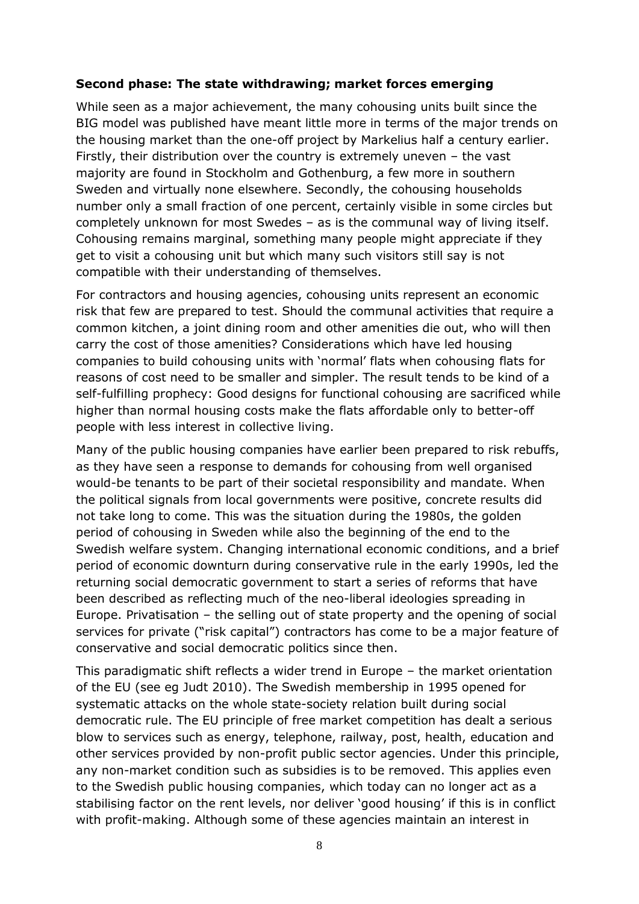**Second phase: The state withdrawing; market forces emerging**

While seen as a major achievement, the many cohousing units built since the BIG model was published have meant little more in terms of the major trends on the housing market than the one-off project by Markelius half a century earlier. Firstly, their distribution over the country is extremely uneven – the vast majority are found in Stockholm and Gothenburg, a few more in southern Sweden and virtually none elsewhere. Secondly, the cohousing households number only a small fraction of one percent, certainly visible in some circles but completely unknown for most Swedes – as is the communal way of living itself. Cohousing remains marginal, something many people might appreciate if they get to visit a cohousing unit but which many such visitors still say is not compatible with their understanding of themselves.

For contractors and housing agencies, cohousing units represent an economic risk that few are prepared to test. Should the communal activities that require a common kitchen, a joint dining room and other amenities die out, who will then carry the cost of those amenities? Considerations which have led housing companies to build cohousing units with 'normal' flats when cohousing flats for reasons of cost need to be smaller and simpler. The result tends to be kind of a self-fulfilling prophecy: Good designs for functional cohousing are sacrificed while higher than normal housing costs make the flats affordable only to better-off people with less interest in collective living.

Many of the public housing companies have earlier been prepared to risk rebuffs, as they have seen a response to demands for cohousing from well organised would-be tenants to be part of their societal responsibility and mandate. When the political signals from local governments were positive, concrete results did not take long to come. This was the situation during the 1980s, the golden period of cohousing in Sweden while also the beginning of the end to the Swedish welfare system. Changing international economic conditions, and a brief period of economic downturn during conservative rule in the early 1990s, led the returning social democratic government to start a series of reforms that have been described as reflecting much of the neo-liberal ideologies spreading in Europe. Privatisation – the selling out of state property and the opening of social services for private ("risk capital") contractors has come to be a major feature of conservative and social democratic politics since then.

This paradigmatic shift reflects a wider trend in Europe – the market orientation of the EU (see eg Judt 2010). The Swedish membership in 1995 opened for systematic attacks on the whole state-society relation built during social democratic rule. The EU principle of free market competition has dealt a serious blow to services such as energy, telephone, railway, post, health, education and other services provided by non-profit public sector agencies. Under this principle, any non-market condition such as subsidies is to be removed. This applies even to the Swedish public housing companies, which today can no longer act as a stabilising factor on the rent levels, nor deliver 'good housing' if this is in conflict with profit-making. Although some of these agencies maintain an interest in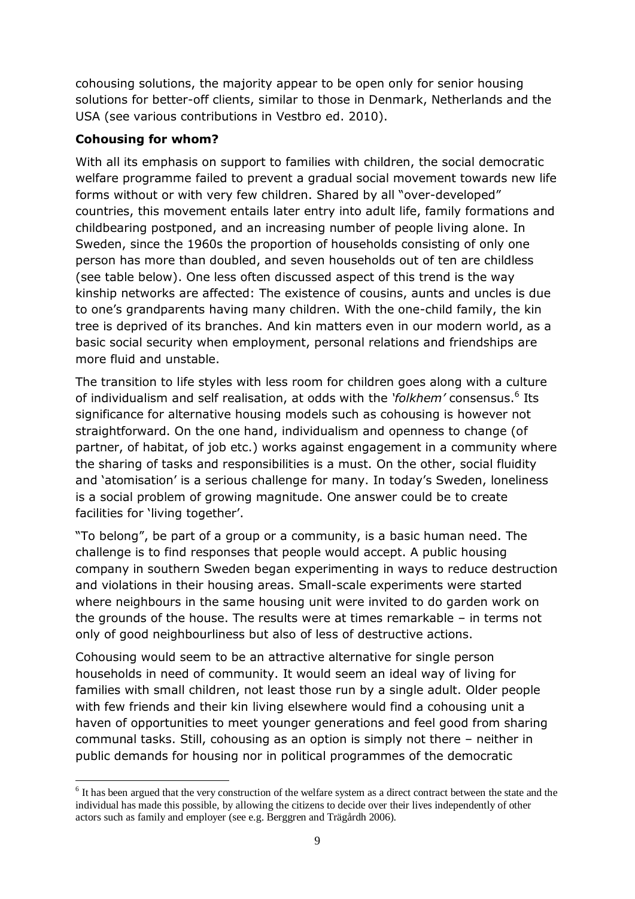cohousing solutions, the majority appear to be open only for senior housing solutions for better-off clients, similar to those in Denmark, Netherlands and the USA (see various contributions in Vestbro ed. 2010).

**Cohousing for whom?**

With all its emphasis on support to families with children, the social democratic welfare programme failed to prevent a gradual social movement towards new life forms without or with very few children. Shared by all "over-developed" countries, this movement entails later entry into adult life, family formations and childbearing postponed, and an increasing number of people living alone. In Sweden, since the 1960s the proportion of households consisting of only one person has more than doubled, and seven households out of ten are childless (see table below). One less often discussed aspect of this trend is the way kinship networks are affected: The existence of cousins, aunts and uncles is due to one's grandparents having many children. With the one-child family, the kin tree is deprived of its branches. And kin matters even in our modern world, as a basic social security when employment, personal relations and friendships are more fluid and unstable.

The transition to life styles with less room for children goes along with a culture of individualism and self realisation, at odds with the *'folkhem'* consensus.[6] Its significance for alternative housing models such as cohousing is however not straightforward. On the one hand, individualism and openness to change (of partner, of habitat, of job etc.) works against engagement in a community where the sharing of tasks and responsibilities is a must. On the other, social fluidity and 'atomisation' is a serious challenge for many. In today's Sweden, loneliness is a social problem of growing magnitude. One answer could be to create facilities for 'living together'.

"To belong", be part of a group or a community, is a basic human need. The challenge is to find responses that people would accept. A public housing company in southern Sweden began experimenting in ways to reduce destruction and violations in their housing areas. Small-scale experiments were started where neighbours in the same housing unit were invited to do garden work on the grounds of the house. The results were at times remarkable – in terms not only of good neighbourliness but also of less of destructive actions.

Cohousing would seem to be an attractive alternative for single person households in need of community. It would seem an ideal way of living for families with small children, not least those run by a single adult. Older people with few friends and their kin living elsewhere would find a cohousing unit a haven of opportunities to meet younger generations and feel good from sharing communal tasks. Still, cohousing as an option is simply not there – neither in public demands for housing nor in political programmes of the democratic

[6] It has been argued that the very construction of the welfare system as a direct contract between the state and the individual has made this possible, by allowing the citizens to decide over their lives independently of other actors such as family and employer (see e.g. Berggren and Trägårdh 2006).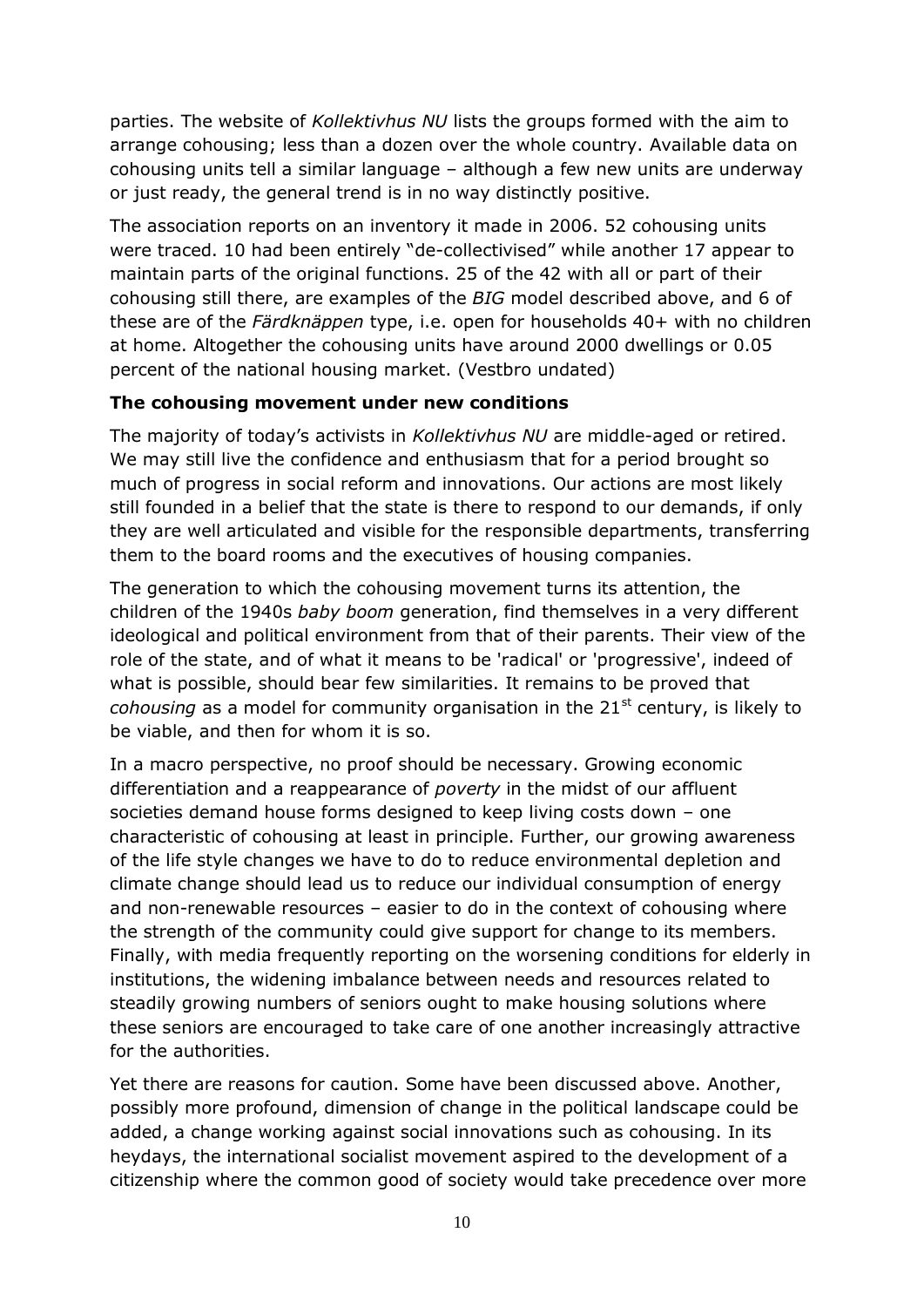parties. The website of *Kollektivhus NU* lists the groups formed with the aim to arrange cohousing; less than a dozen over the whole country. Available data on cohousing units tell a similar language – although a few new units are underway or just ready, the general trend is in no way distinctly positive.

The association reports on an inventory it made in 2006. 52 cohousing units were traced. 10 had been entirely "de-collectivised" while another 17 appear to maintain parts of the original functions. 25 of the 42 with all or part of their cohousing still there, are examples of the *BIG* model described above, and 6 of these are of the *Färdknäppen* type, i.e. open for households 40+ with no children at home. Altogether the cohousing units have around 2000 dwellings or 0.05 percent of the national housing market. (Vestbro undated)

**The cohousing movement under new conditions**

The majority of today's activists in *Kollektivhus NU* are middle-aged or retired. We may still live the confidence and enthusiasm that for a period brought so much of progress in social reform and innovations. Our actions are most likely still founded in a belief that the state is there to respond to our demands, if only they are well articulated and visible for the responsible departments, transferring them to the board rooms and the executives of housing companies.

The generation to which the cohousing movement turns its attention, the children of the 1940s *baby boom* generation, find themselves in a very different ideological and political environment from that of their parents. Their view of the role of the state, and of what it means to be 'radical' or 'progressive', indeed of what is possible, should bear few similarities. It remains to be proved that *cohousing* as a model for community organisation in the 21st century, is likely to be viable, and then for whom it is so.

In a macro perspective, no proof should be necessary. Growing economic differentiation and a reappearance of *poverty* in the midst of our affluent societies demand house forms designed to keep living costs down – one characteristic of cohousing at least in principle. Further, our growing awareness of the life style changes we have to do to reduce environmental depletion and climate change should lead us to reduce our individual consumption of energy and non-renewable resources – easier to do in the context of cohousing where the strength of the community could give support for change to its members. Finally, with media frequently reporting on the worsening conditions for elderly in institutions, the widening imbalance between needs and resources related to steadily growing numbers of seniors ought to make housing solutions where these seniors are encouraged to take care of one another increasingly attractive for the authorities.

Yet there are reasons for caution. Some have been discussed above. Another, possibly more profound, dimension of change in the political landscape could be added, a change working against social innovations such as cohousing. In its heydays, the international socialist movement aspired to the development of a citizenship where the common good of society would take precedence over more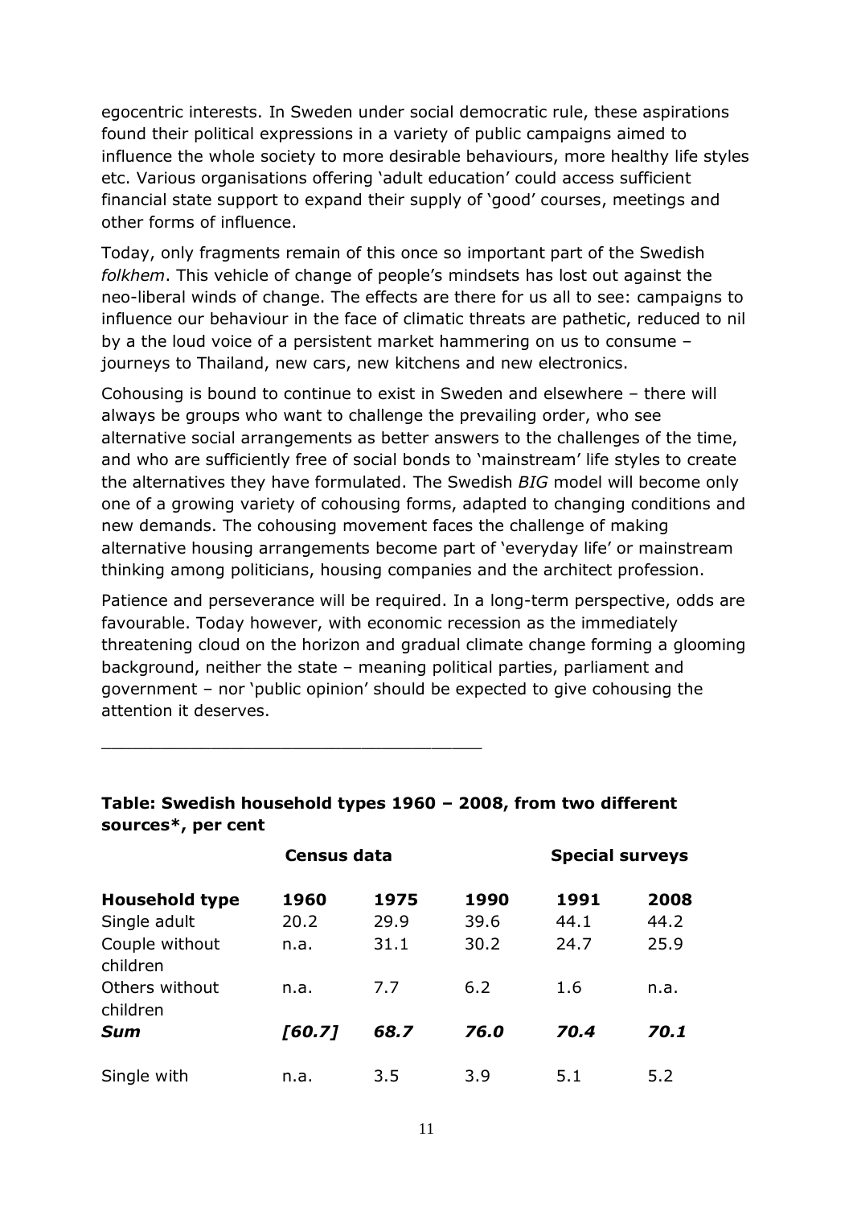egocentric interests. In Sweden under social democratic rule, these aspirations found their political expressions in a variety of public campaigns aimed to influence the whole society to more desirable behaviours, more healthy life styles etc. Various organisations offering 'adult education' could access sufficient financial state support to expand their supply of 'good' courses, meetings and other forms of influence.

Today, only fragments remain of this once so important part of the Swedish *folkhem*. This vehicle of change of people's mindsets has lost out against the neo-liberal winds of change. The effects are there for us all to see: campaigns to influence our behaviour in the face of climatic threats are pathetic, reduced to nil by a the loud voice of a persistent market hammering on us to consume – journeys to Thailand, new cars, new kitchens and new electronics.

Cohousing is bound to continue to exist in Sweden and elsewhere – there will always be groups who want to challenge the prevailing order, who see alternative social arrangements as better answers to the challenges of the time, and who are sufficiently free of social bonds to 'mainstream' life styles to create the alternatives they have formulated. The Swedish *BIG* model will become only one of a growing variety of cohousing forms, adapted to changing conditions and new demands. The cohousing movement faces the challenge of making alternative housing arrangements become part of 'everyday life' or mainstream thinking among politicians, housing companies and the architect profession.

Patience and perseverance will be required. In a long-term perspective, odds are favourable. Today however, with economic recession as the immediately threatening cloud on the horizon and gradual climate change forming a glooming background, neither the state – meaning political parties, parliament and government – nor 'public opinion' should be expected to give cohousing the attention it deserves.

---

**Table: Swedish household types 1960 – 2008, from two different sources*, per cent**

| | **Census data** | | | **Special surveys** | |
|---|---|---|---|---|---|
| **Household type** | **1960** | **1975** | **1990** | **1991** | **2008** |
| Single adult | 20.2 | 29.9 | 39.6 | 44.1 | 44.2 |
| Couple without children | n.a. | 31.1 | 30.2 | 24.7 | 25.9 |
| Others without children | n.a. | 7.7 | 6.2 | 1.6 | n.a. |
| ***Sum*** | ***[60.7]*** | ***68.7*** | ***76.0*** | ***70.4*** | ***70.1*** |
| Single with | n.a. | 3.5 | 3.9 | 5.1 | 5.2 |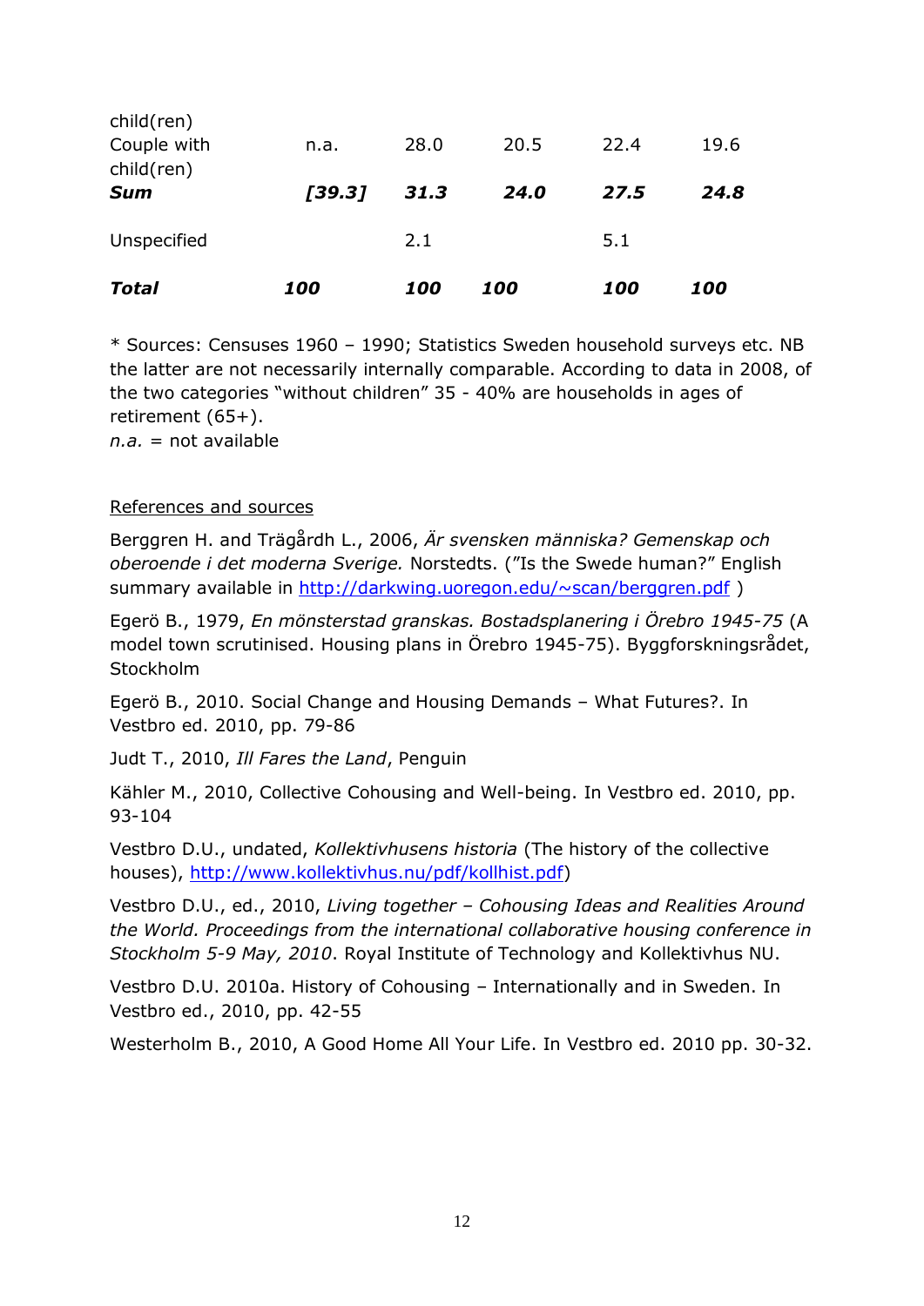| | | | | | |
|---|---|---|---|---|---|
| child(ren) | | | | | |
| Couple with child(ren) | n.a. | 28.0 | 20.5 | 22.4 | 19.6 |
| ***Sum*** | ***[39.3]*** | ***31.3*** | ***24.0*** | ***27.5*** | ***24.8*** |
| Unspecified | | 2.1 | | 5.1 | |
| ***Total*** | ***100*** | ***100*** | ***100*** | ***100*** | ***100*** |

* Sources: Censuses 1960 – 1990; Statistics Sweden household surveys etc. NB the latter are not necessarily internally comparable. According to data in 2008, of the two categories "without children" 35 - 40% are households in ages of retirement (65+).
*n.a.* = not available

<u>References and sources</u>

Berggren H. and Trägårdh L., 2006, *Är svensken människa? Gemenskap och oberoende i det moderna Sverige.* Norstedts. ("Is the Swede human?" English summary available in http://darkwing.uoregon.edu/~scan/berggren.pdf )

Egerö B., 1979, *En mönsterstad granskas. Bostadsplanering i Örebro 1945-75* (A model town scrutinised. Housing plans in Örebro 1945-75). Byggforskningsrådet, Stockholm

Egerö B., 2010. Social Change and Housing Demands – What Futures?. In Vestbro ed. 2010, pp. 79-86

Judt T., 2010, *Ill Fares the Land*, Penguin

Kähler M., 2010, Collective Cohousing and Well-being. In Vestbro ed. 2010, pp. 93-104

Vestbro D.U., undated, *Kollektivhusens historia* (The history of the collective houses), http://www.kollektivhus.nu/pdf/kollhist.pdf)

Vestbro D.U., ed., 2010, *Living together – Cohousing Ideas and Realities Around the World. Proceedings from the international collaborative housing conference in Stockholm 5-9 May, 2010*. Royal Institute of Technology and Kollektivhus NU.

Vestbro D.U. 2010a. History of Cohousing – Internationally and in Sweden. In Vestbro ed., 2010, pp. 42-55

Westerholm B., 2010, A Good Home All Your Life. In Vestbro ed. 2010 pp. 30-32.